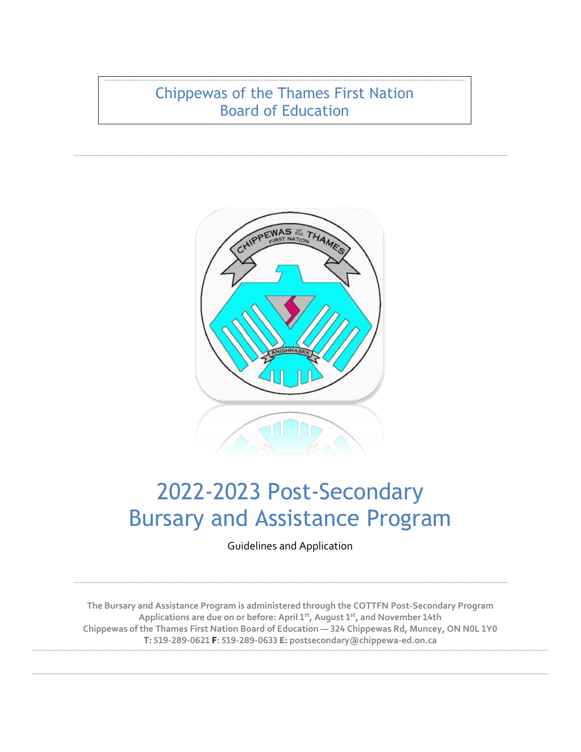# Chippewas of the Thames First Nation Board of Education

# 2022-2023 Post-Secondary Bursary and Assistance Program

Guidelines and Application

**The Bursary and Assistance Program is administered through the COTTFN Post-Secondary Program**
**Applications are due on or before: April 1st, August 1st, and November 14th**
**Chippewas of the Thames First Nation Board of Education — 324 Chippewas Rd, Muncey, ON N0L 1Y0**
**T: 519-289-0621 F: 519-289-0633 E: postsecondary@chippewa-ed.on.ca**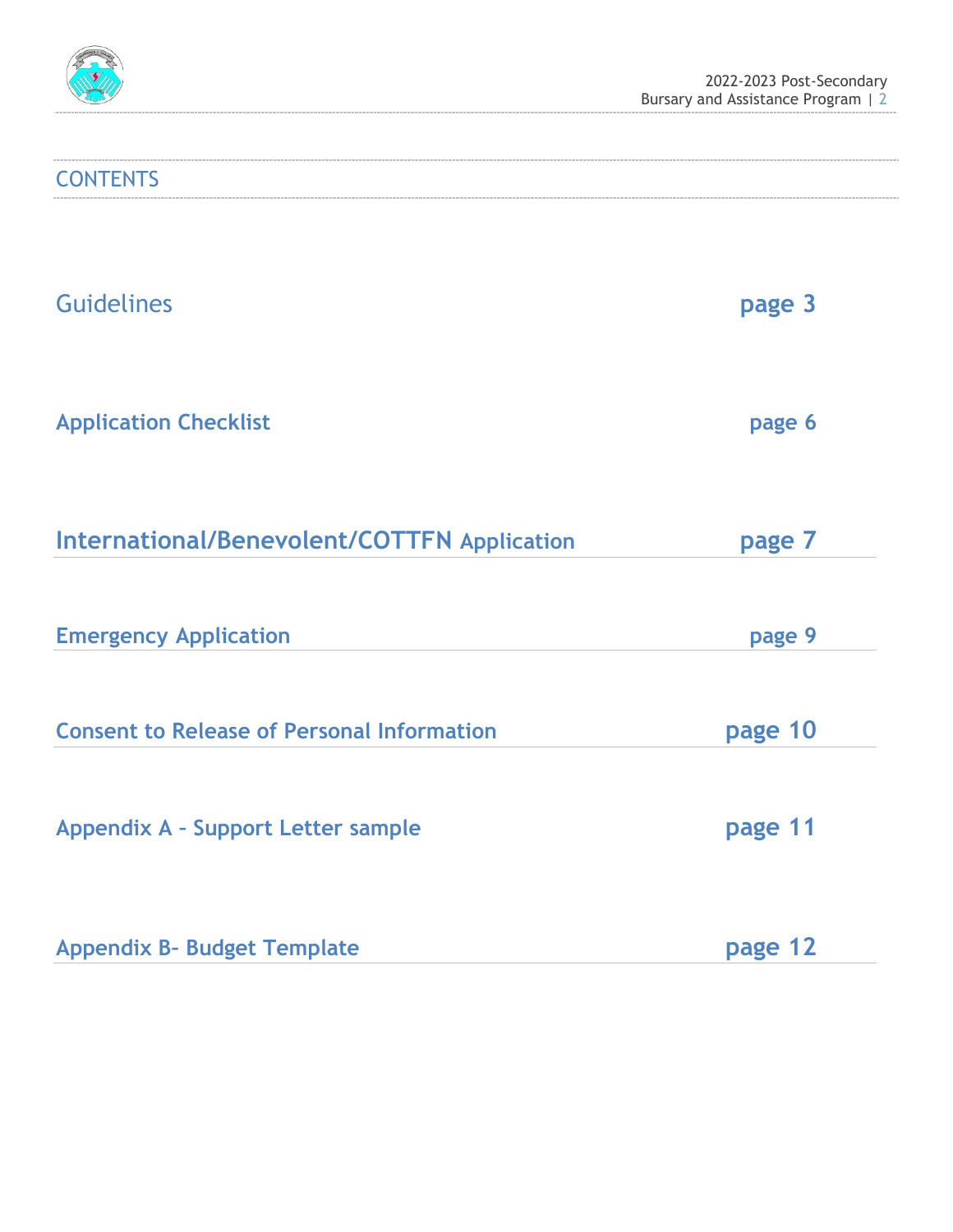# CONTENTS

| | |
|---|---|
| Guidelines | page 3 |
| **Application Checklist** | **page 6** |
| **International/Benevolent/COTTFN Application** | **page 7** |
| **Emergency Application** | **page 9** |
| **Consent to Release of Personal Information** | **page 10** |
| **Appendix A – Support Letter sample** | **page 11** |
| **Appendix B- Budget Template** | **page 12** |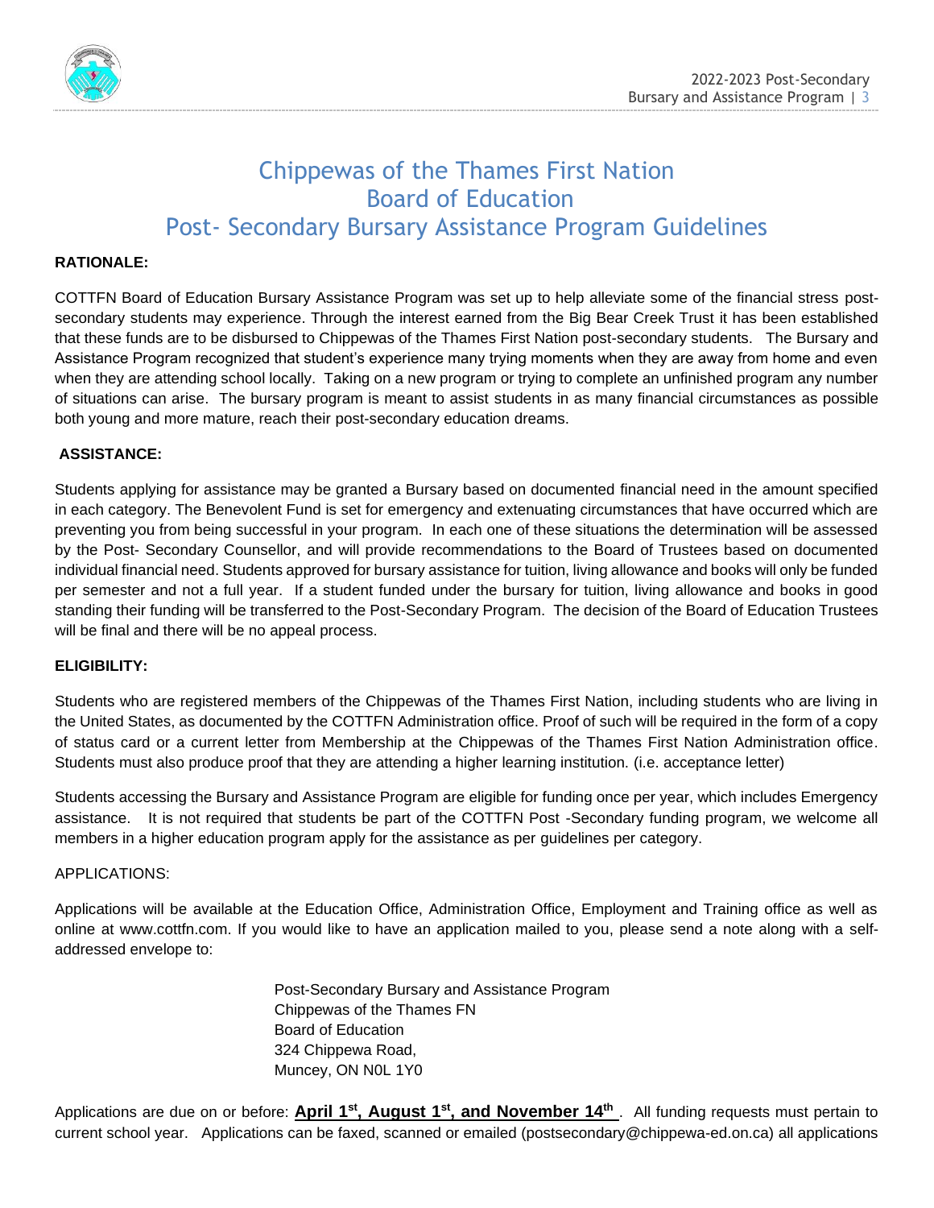# Chippewas of the Thames First Nation
# Board of Education
# Post- Secondary Bursary Assistance Program Guidelines

**RATIONALE:**

COTTFN Board of Education Bursary Assistance Program was set up to help alleviate some of the financial stress post-secondary students may experience. Through the interest earned from the Big Bear Creek Trust it has been established that these funds are to be disbursed to Chippewas of the Thames First Nation post-secondary students. The Bursary and Assistance Program recognized that student's experience many trying moments when they are away from home and even when they are attending school locally. Taking on a new program or trying to complete an unfinished program any number of situations can arise. The bursary program is meant to assist students in as many financial circumstances as possible both young and more mature, reach their post-secondary education dreams.

**ASSISTANCE:**

Students applying for assistance may be granted a Bursary based on documented financial need in the amount specified in each category. The Benevolent Fund is set for emergency and extenuating circumstances that have occurred which are preventing you from being successful in your program. In each one of these situations the determination will be assessed by the Post- Secondary Counsellor, and will provide recommendations to the Board of Trustees based on documented individual financial need. Students approved for bursary assistance for tuition, living allowance and books will only be funded per semester and not a full year. If a student funded under the bursary for tuition, living allowance and books in good standing their funding will be transferred to the Post-Secondary Program. The decision of the Board of Education Trustees will be final and there will be no appeal process.

**ELIGIBILITY:**

Students who are registered members of the Chippewas of the Thames First Nation, including students who are living in the United States, as documented by the COTTFN Administration office. Proof of such will be required in the form of a copy of status card or a current letter from Membership at the Chippewas of the Thames First Nation Administration office. Students must also produce proof that they are attending a higher learning institution. (i.e. acceptance letter)

Students accessing the Bursary and Assistance Program are eligible for funding once per year, which includes Emergency assistance. It is not required that students be part of the COTTFN Post -Secondary funding program, we welcome all members in a higher education program apply for the assistance as per guidelines per category.

APPLICATIONS:

Applications will be available at the Education Office, Administration Office, Employment and Training office as well as online at www.cottfn.com. If you would like to have an application mailed to you, please send a note along with a self-addressed envelope to:

Post-Secondary Bursary and Assistance Program
Chippewas of the Thames FN
Board of Education
324 Chippewa Road,
Muncey, ON N0L 1Y0

Applications are due on or before: **April 1st, August 1st, and November 14th**. All funding requests must pertain to current school year. Applications can be faxed, scanned or emailed (postsecondary@chippewa-ed.on.ca) all applications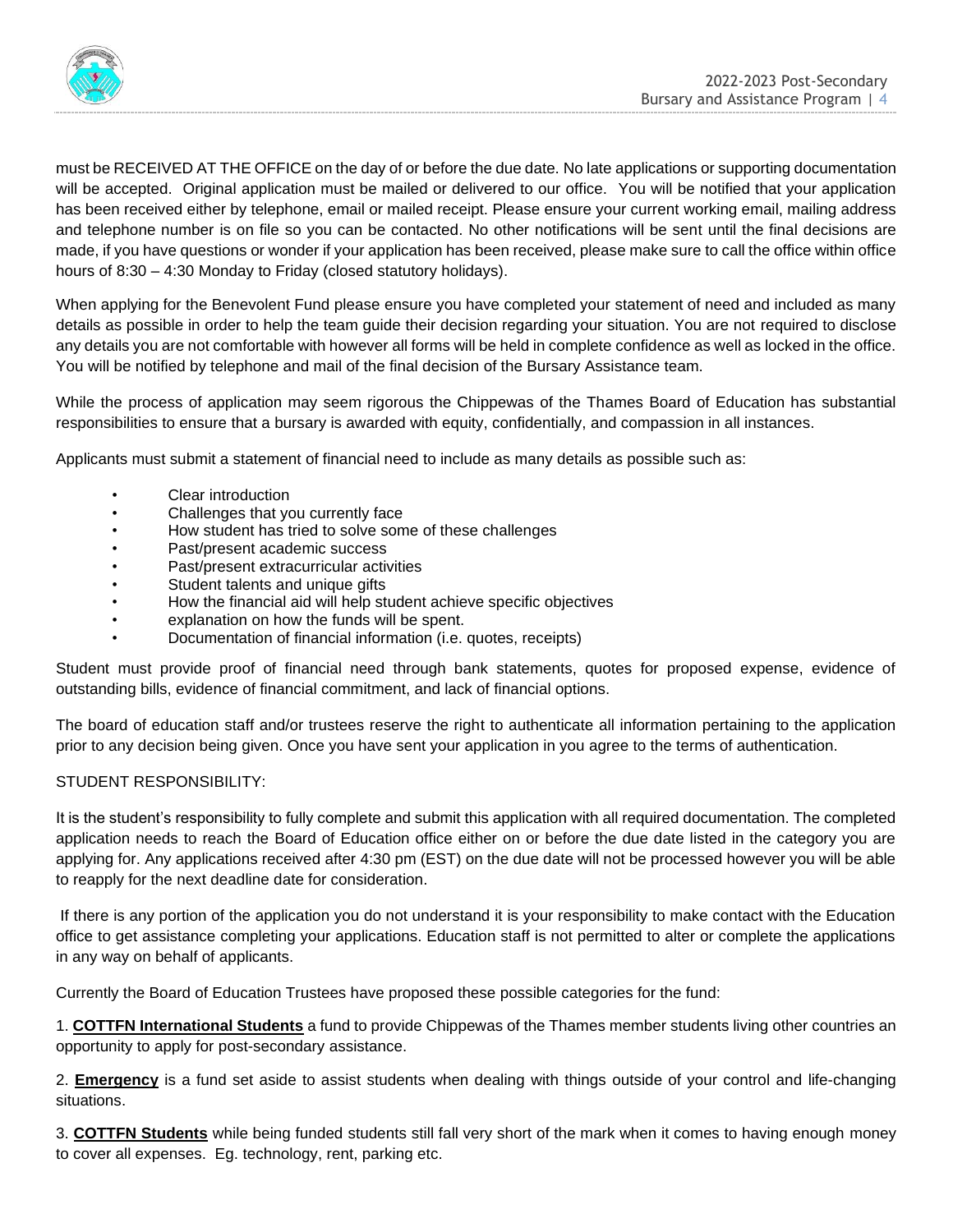must be RECEIVED AT THE OFFICE on the day of or before the due date. No late applications or supporting documentation will be accepted. Original application must be mailed or delivered to our office. You will be notified that your application has been received either by telephone, email or mailed receipt. Please ensure your current working email, mailing address and telephone number is on file so you can be contacted. No other notifications will be sent until the final decisions are made, if you have questions or wonder if your application has been received, please make sure to call the office within office hours of 8:30 – 4:30 Monday to Friday (closed statutory holidays).

When applying for the Benevolent Fund please ensure you have completed your statement of need and included as many details as possible in order to help the team guide their decision regarding your situation. You are not required to disclose any details you are not comfortable with however all forms will be held in complete confidence as well as locked in the office. You will be notified by telephone and mail of the final decision of the Bursary Assistance team.

While the process of application may seem rigorous the Chippewas of the Thames Board of Education has substantial responsibilities to ensure that a bursary is awarded with equity, confidentially, and compassion in all instances.

Applicants must submit a statement of financial need to include as many details as possible such as:

- Clear introduction
- Challenges that you currently face
- How student has tried to solve some of these challenges
- Past/present academic success
- Past/present extracurricular activities
- Student talents and unique gifts
- How the financial aid will help student achieve specific objectives
- explanation on how the funds will be spent.
- Documentation of financial information (i.e. quotes, receipts)

Student must provide proof of financial need through bank statements, quotes for proposed expense, evidence of outstanding bills, evidence of financial commitment, and lack of financial options.

The board of education staff and/or trustees reserve the right to authenticate all information pertaining to the application prior to any decision being given. Once you have sent your application in you agree to the terms of authentication.

STUDENT RESPONSIBILITY:

It is the student's responsibility to fully complete and submit this application with all required documentation. The completed application needs to reach the Board of Education office either on or before the due date listed in the category you are applying for. Any applications received after 4:30 pm (EST) on the due date will not be processed however you will be able to reapply for the next deadline date for consideration.

If there is any portion of the application you do not understand it is your responsibility to make contact with the Education office to get assistance completing your applications. Education staff is not permitted to alter or complete the applications in any way on behalf of applicants.

Currently the Board of Education Trustees have proposed these possible categories for the fund:

1. **COTTFN International Students** a fund to provide Chippewas of the Thames member students living other countries an opportunity to apply for post-secondary assistance.

2. **Emergency** is a fund set aside to assist students when dealing with things outside of your control and life-changing situations.

3. **COTTFN Students** while being funded students still fall very short of the mark when it comes to having enough money to cover all expenses. Eg. technology, rent, parking etc.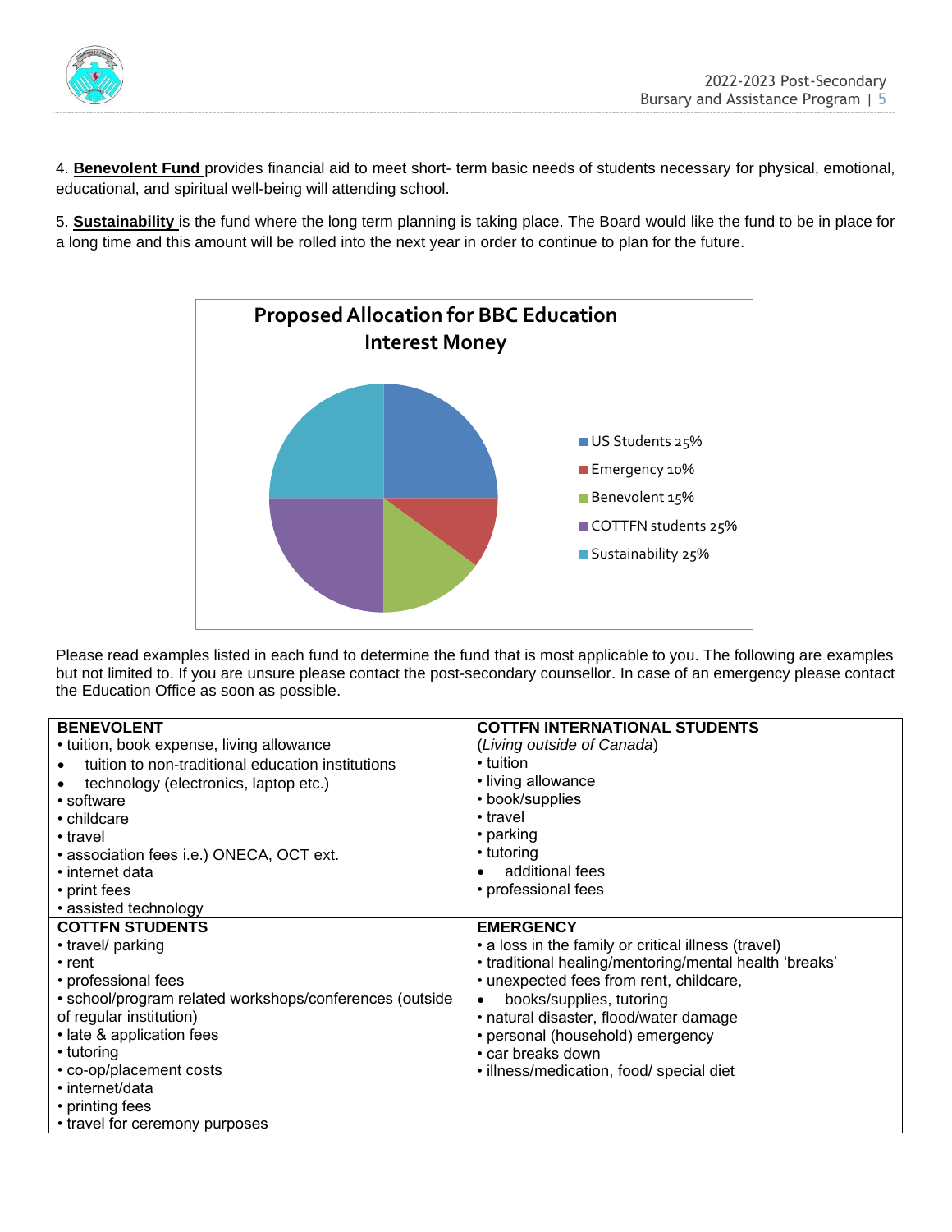4. **Benevolent Fund** provides financial aid to meet short- term basic needs of students necessary for physical, emotional, educational, and spiritual well-being will attending school.

5. **Sustainability** is the fund where the long term planning is taking place. The Board would like the fund to be in place for a long time and this amount will be rolled into the next year in order to continue to plan for the future.

**Proposed Allocation for BBC Education Interest Money**

- US Students 25%
- Emergency 10%
- Benevolent 15%
- COTTFN students 25%
- Sustainability 25%

Please read examples listed in each fund to determine the fund that is most applicable to you. The following are examples but not limited to. If you are unsure please contact the post-secondary counsellor. In case of an emergency please contact the Education Office as soon as possible.

| **BENEVOLENT** | **COTTFN INTERNATIONAL STUDENTS** |
|---|---|
| • tuition, book expense, living allowance<br>• tuition to non-traditional education institutions<br>• technology (electronics, laptop etc.)<br>• software<br>• childcare<br>• travel<br>• association fees i.e.) ONECA, OCT ext.<br>• internet data<br>• print fees<br>• assisted technology | (*Living outside of Canada*)<br>• tuition<br>• living allowance<br>• book/supplies<br>• travel<br>• parking<br>• tutoring<br>• additional fees<br>• professional fees |
| **COTTFN STUDENTS** | **EMERGENCY** |
| • travel/ parking<br>• rent<br>• professional fees<br>• school/program related workshops/conferences (outside of regular institution)<br>• late & application fees<br>• tutoring<br>• co-op/placement costs<br>• internet/data<br>• printing fees<br>• travel for ceremony purposes | • a loss in the family or critical illness (travel)<br>• traditional healing/mentoring/mental health 'breaks'<br>• unexpected fees from rent, childcare,<br>• books/supplies, tutoring<br>• natural disaster, flood/water damage<br>• personal (household) emergency<br>• car breaks down<br>• illness/medication, food/ special diet |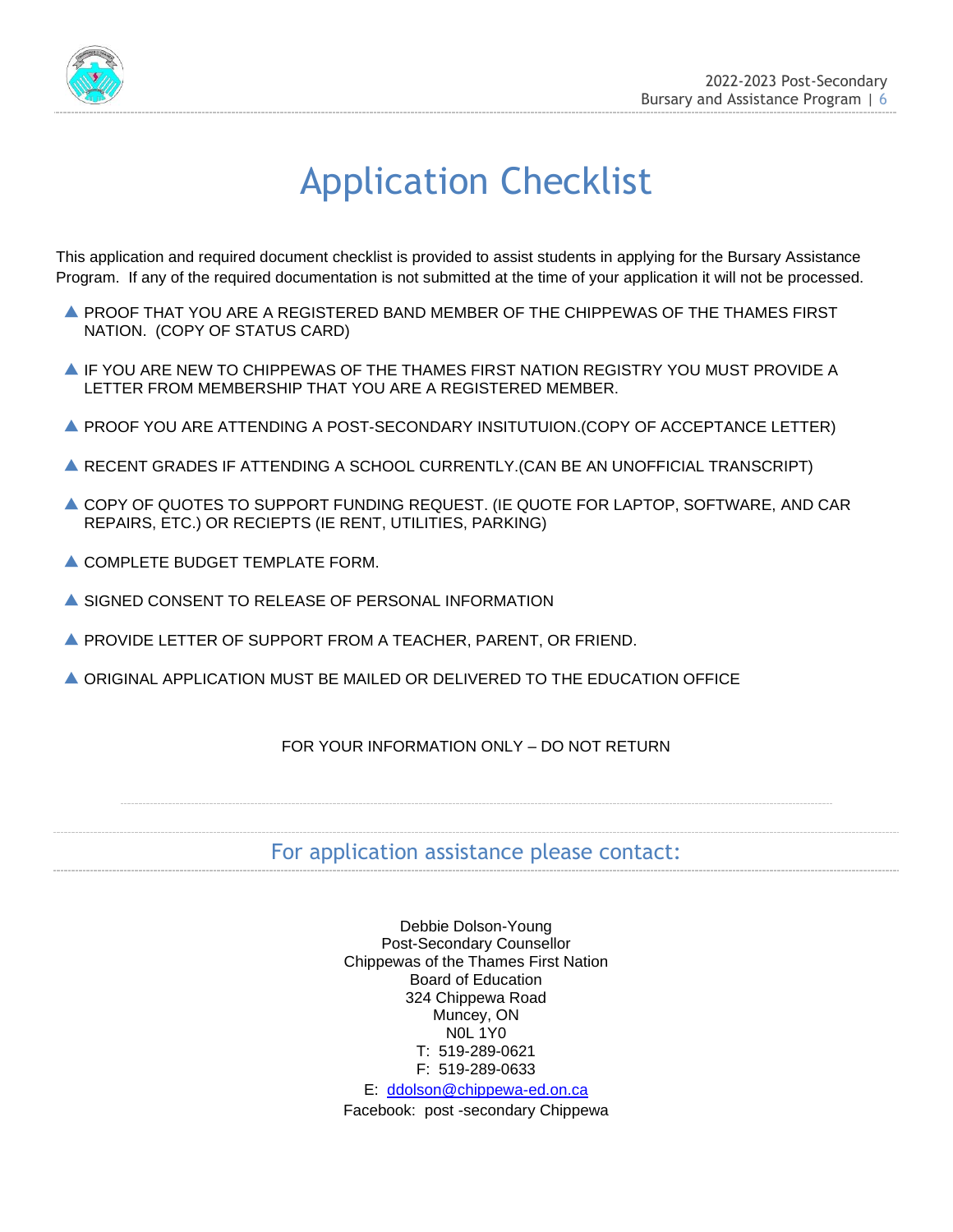# Application Checklist

This application and required document checklist is provided to assist students in applying for the Bursary Assistance Program. If any of the required documentation is not submitted at the time of your application it will not be processed.

- PROOF THAT YOU ARE A REGISTERED BAND MEMBER OF THE CHIPPEWAS OF THE THAMES FIRST NATION. (COPY OF STATUS CARD)
- IF YOU ARE NEW TO CHIPPEWAS OF THE THAMES FIRST NATION REGISTRY YOU MUST PROVIDE A LETTER FROM MEMBERSHIP THAT YOU ARE A REGISTERED MEMBER.
- PROOF YOU ARE ATTENDING A POST-SECONDARY INSITUTUION.(COPY OF ACCEPTANCE LETTER)
- RECENT GRADES IF ATTENDING A SCHOOL CURRENTLY.(CAN BE AN UNOFFICIAL TRANSCRIPT)
- COPY OF QUOTES TO SUPPORT FUNDING REQUEST. (IE QUOTE FOR LAPTOP, SOFTWARE, AND CAR REPAIRS, ETC.) OR RECIEPTS (IE RENT, UTILITIES, PARKING)
- COMPLETE BUDGET TEMPLATE FORM.
- SIGNED CONSENT TO RELEASE OF PERSONAL INFORMATION
- PROVIDE LETTER OF SUPPORT FROM A TEACHER, PARENT, OR FRIEND.
- ORIGINAL APPLICATION MUST BE MAILED OR DELIVERED TO THE EDUCATION OFFICE

FOR YOUR INFORMATION ONLY – DO NOT RETURN

## For application assistance please contact:

Debbie Dolson-Young
Post-Secondary Counsellor
Chippewas of the Thames First Nation
Board of Education
324 Chippewa Road
Muncey, ON
N0L 1Y0
T: 519-289-0621
F: 519-289-0633
E: ddolson@chippewa-ed.on.ca
Facebook: post -secondary Chippewa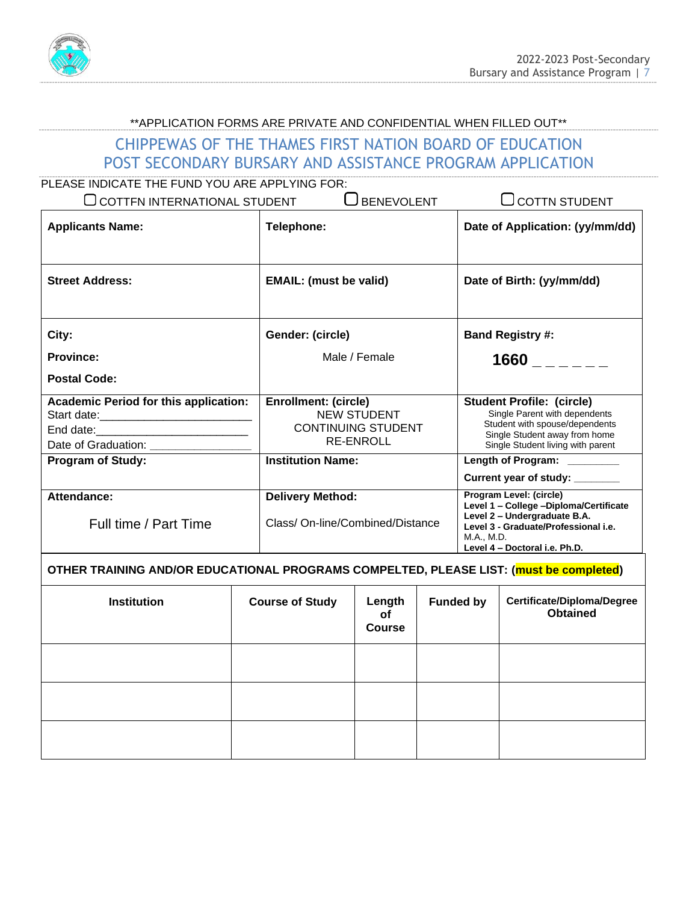**APPLICATION FORMS ARE PRIVATE AND CONFIDENTIAL WHEN FILLED OUT**

# CHIPPEWAS OF THE THAMES FIRST NATION BOARD OF EDUCATION
# POST SECONDARY BURSARY AND ASSISTANCE PROGRAM APPLICATION

PLEASE INDICATE THE FUND YOU ARE APPLYING FOR:

☐ COTTFN INTERNATIONAL STUDENT ☐ BENEVOLENT ☐ COTTN STUDENT

| **Applicants Name:** | **Telephone:** | **Date of Application: (yy/mm/dd)** |
|---|---|---|
| **Street Address:** | **EMAIL: (must be valid)** | **Date of Birth: (yy/mm/dd)** |
| **City:**<br>**Province:**<br>**Postal Code:** | **Gender: (circle)**<br>Male / Female | **Band Registry #:**<br>**1660** _ _ _ _ _ _ |
| **Academic Period for this application:**<br>Start date:________________________<br>End date:________________________<br>Date of Graduation: ________________ | **Enrollment: (circle)**<br>NEW STUDENT<br>CONTINUING STUDENT<br>RE-ENROLL | **Student Profile: (circle)**<br>Single Parent with dependents<br>Student with spouse/dependents<br>Single Student away from home<br>Single Student living with parent |
| **Program of Study:** | **Institution Name:** | **Length of Program:** _________<br>**Current year of study:** ________ |
| **Attendance:**<br>Full time / Part Time | **Delivery Method:**<br>Class/ On-line/Combined/Distance | **Program Level: (circle)**<br>**Level 1 – College –Diploma/Certificate**<br>**Level 2 – Undergraduate B.A.**<br>**Level 3 - Graduate/Professional i.e.** M.A., M.D.<br>**Level 4 – Doctoral i.e. Ph.D.** |

**OTHER TRAINING AND/OR EDUCATIONAL PROGRAMS COMPELTED, PLEASE LIST: (must be completed)**

| Institution | Course of Study | Length of Course | Funded by | Certificate/Diploma/Degree Obtained |
|---|---|---|---|---|
| | | | | |
| | | | | |
| | | | | |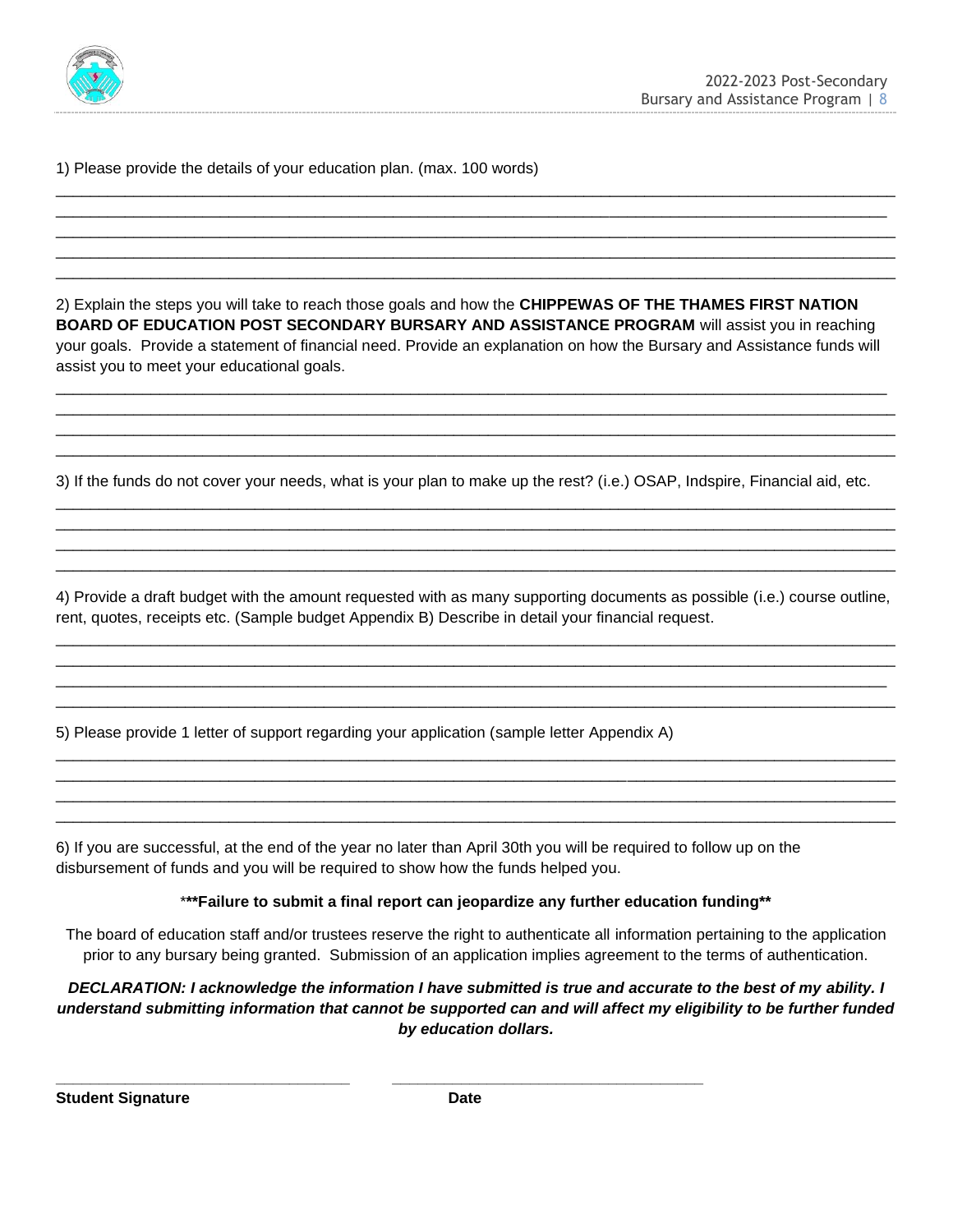1) Please provide the details of your education plan. (max. 100 words)

_____________________________________________________________________________________________
_____________________________________________________________________________________________
_____________________________________________________________________________________________
_____________________________________________________________________________________________
_____________________________________________________________________________________________

2) Explain the steps you will take to reach those goals and how the **CHIPPEWAS OF THE THAMES FIRST NATION BOARD OF EDUCATION POST SECONDARY BURSARY AND ASSISTANCE PROGRAM** will assist you in reaching your goals. Provide a statement of financial need. Provide an explanation on how the Bursary and Assistance funds will assist you to meet your educational goals.

_____________________________________________________________________________________________
_____________________________________________________________________________________________
_____________________________________________________________________________________________
_____________________________________________________________________________________________

3) If the funds do not cover your needs, what is your plan to make up the rest? (i.e.) OSAP, Indspire, Financial aid, etc.

_____________________________________________________________________________________________
_____________________________________________________________________________________________
_____________________________________________________________________________________________
_____________________________________________________________________________________________

4) Provide a draft budget with the amount requested with as many supporting documents as possible (i.e.) course outline, rent, quotes, receipts etc. (Sample budget Appendix B) Describe in detail your financial request.

_____________________________________________________________________________________________
_____________________________________________________________________________________________
_____________________________________________________________________________________________
_____________________________________________________________________________________________

5) Please provide 1 letter of support regarding your application (sample letter Appendix A)

_____________________________________________________________________________________________
_____________________________________________________________________________________________
_____________________________________________________________________________________________
_____________________________________________________________________________________________

6) If you are successful, at the end of the year no later than April 30th you will be required to follow up on the disbursement of funds and you will be required to show how the funds helped you.

***Failure to submit a final report can jeopardize any further education funding***

The board of education staff and/or trustees reserve the right to authenticate all information pertaining to the application prior to any bursary being granted. Submission of an application implies agreement to the terms of authentication.

***DECLARATION: I acknowledge the information I have submitted is true and accurate to the best of my ability. I understand submitting information that cannot be supported can and will affect my eligibility to be further funded by education dollars.***

___________________________________ ___________________________________

**Student Signature** **Date**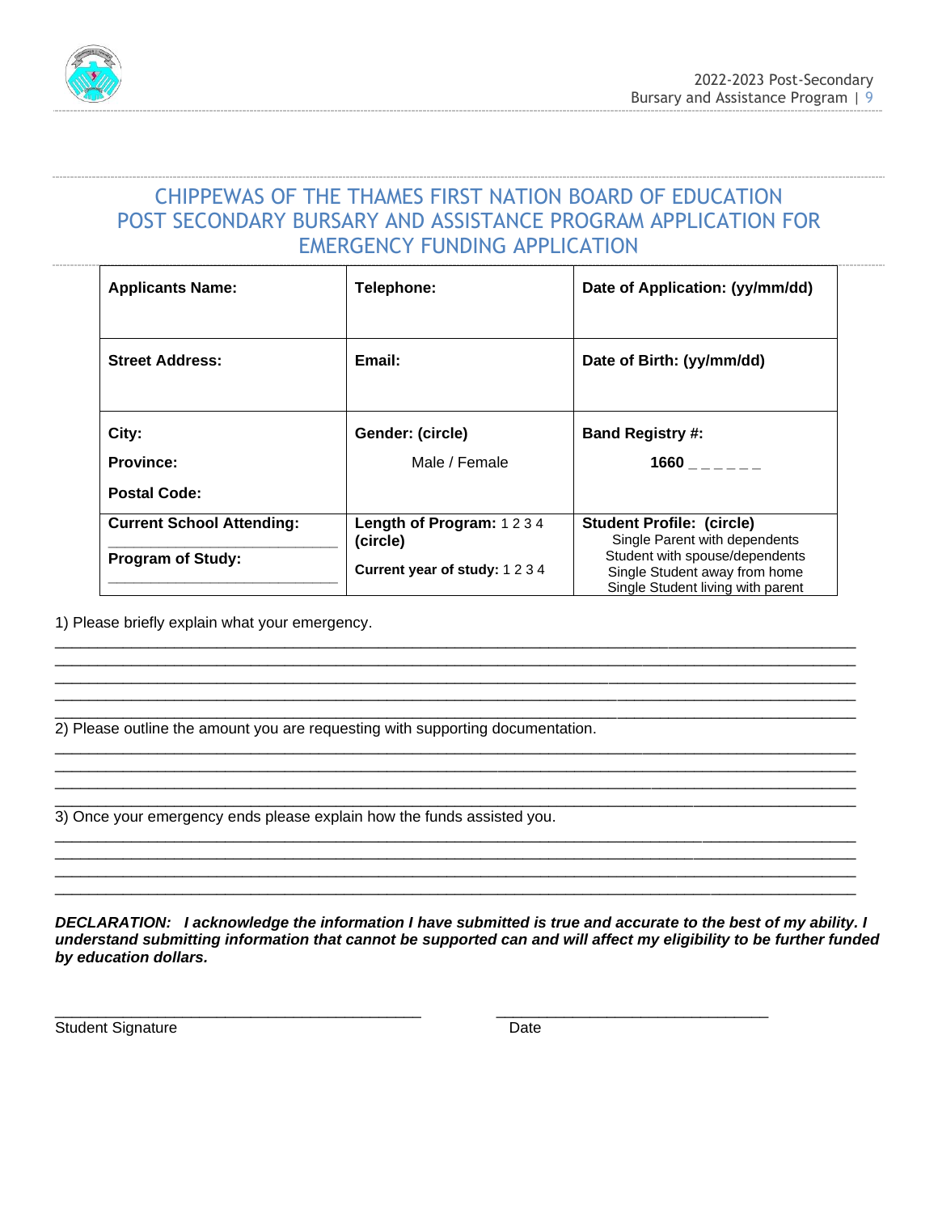# CHIPPEWAS OF THE THAMES FIRST NATION BOARD OF EDUCATION POST SECONDARY BURSARY AND ASSISTANCE PROGRAM APPLICATION FOR EMERGENCY FUNDING APPLICATION

| **Applicants Name:** | **Telephone:** | **Date of Application: (yy/mm/dd)** |
|---|---|---|
| **Street Address:** | **Email:** | **Date of Birth: (yy/mm/dd)** |
| **City:**<br>**Province:**<br>**Postal Code:** | **Gender: (circle)**<br>Male / Female | **Band Registry #:**<br>**1660** _ _ _ _ _ _ |
| **Current School Attending:** ____________________<br>**Program of Study:** ____________________ | **Length of Program:** 1 2 3 4 **(circle)**<br>**Current year of study:** 1 2 3 4 | **Student Profile: (circle)**<br>Single Parent with dependents<br>Student with spouse/dependents<br>Single Student away from home<br>Single Student living with parent |

1) Please briefly explain what your emergency.

______________________________________________________________________________
______________________________________________________________________________
______________________________________________________________________________
______________________________________________________________________________
______________________________________________________________________________

2) Please outline the amount you are requesting with supporting documentation.

______________________________________________________________________________
______________________________________________________________________________
______________________________________________________________________________
______________________________________________________________________________

3) Once your emergency ends please explain how the funds assisted you.

______________________________________________________________________________
______________________________________________________________________________
______________________________________________________________________________
______________________________________________________________________________

***DECLARATION: I acknowledge the information I have submitted is true and accurate to the best of my ability. I understand submitting information that cannot be supported can and will affect my eligibility to be further funded by education dollars.***

____________________________________________ ________________________________

Student Signature Date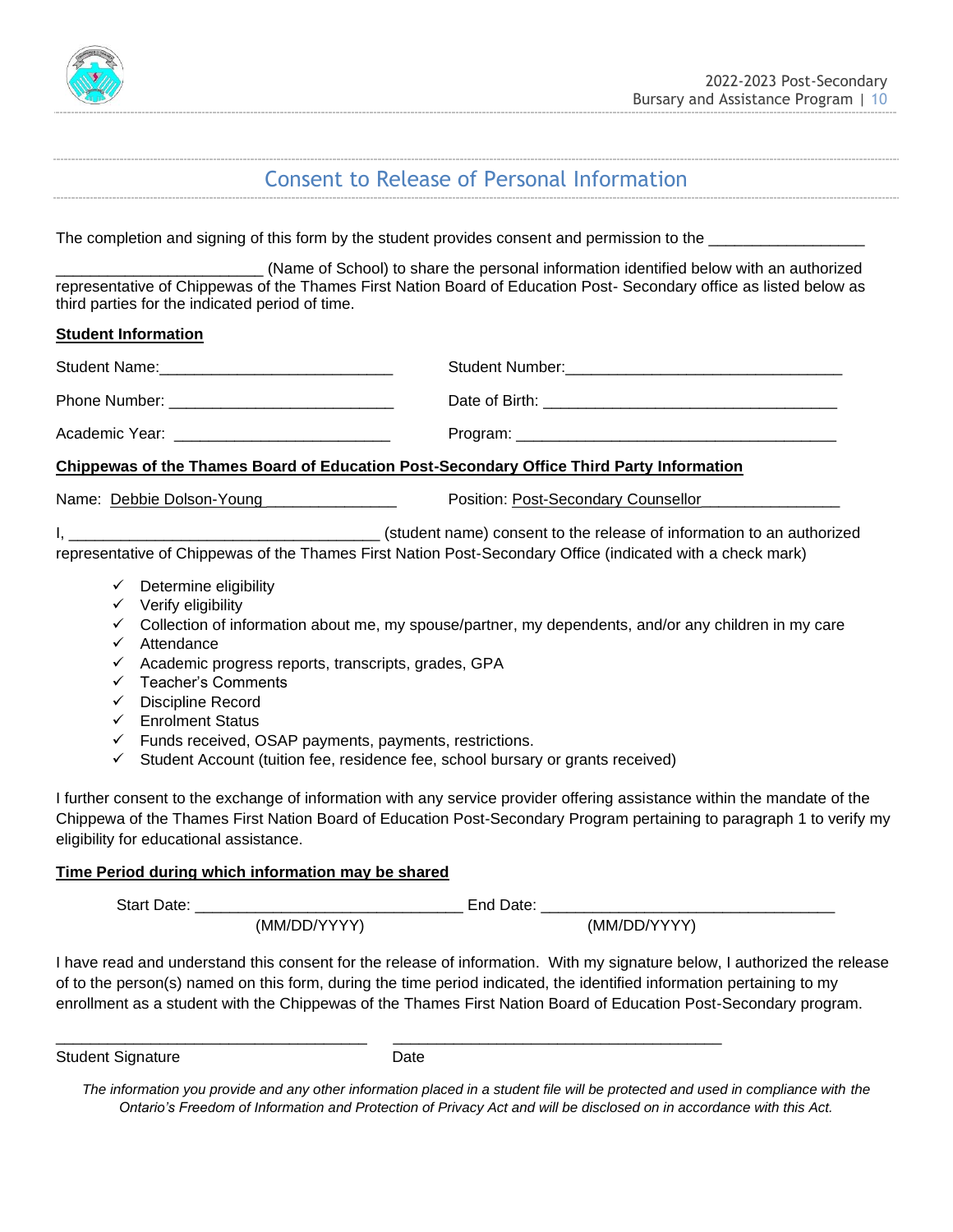## Consent to Release of Personal Information

The completion and signing of this form by the student provides consent and permission to the __________________ ________________________ (Name of School) to share the personal information identified below with an authorized representative of Chippewas of the Thames First Nation Board of Education Post- Secondary office as listed below as third parties for the indicated period of time.

**Student Information**

Student Name:___________________________ Student Number:________________________________

Phone Number: __________________________ Date of Birth: __________________________________

Academic Year: _________________________ Program: _____________________________________

**Chippewas of the Thames Board of Education Post-Secondary Office Third Party Information**

Name: Debbie Dolson-Young _______________ Position: Post-Secondary Counsellor ________________

I, ____________________________________ (student name) consent to the release of information to an authorized representative of Chippewas of the Thames First Nation Post-Secondary Office (indicated with a check mark)

- ✓ Determine eligibility
- ✓ Verify eligibility
- ✓ Collection of information about me, my spouse/partner, my dependents, and/or any children in my care
- ✓ Attendance
- ✓ Academic progress reports, transcripts, grades, GPA
- ✓ Teacher's Comments
- ✓ Discipline Record
- ✓ Enrolment Status
- ✓ Funds received, OSAP payments, payments, restrictions.
- ✓ Student Account (tuition fee, residence fee, school bursary or grants received)

I further consent to the exchange of information with any service provider offering assistance within the mandate of the Chippewa of the Thames First Nation Board of Education Post-Secondary Program pertaining to paragraph 1 to verify my eligibility for educational assistance.

**Time Period during which information may be shared**

Start Date: _______________________________ End Date: __________________________________
(MM/DD/YYYY) (MM/DD/YYYY)

I have read and understand this consent for the release of information. With my signature below, I authorized the release of to the person(s) named on this form, during the time period indicated, the identified information pertaining to my enrollment as a student with the Chippewas of the Thames First Nation Board of Education Post-Secondary program.

____________________________________ ______________________________________
Student Signature Date

*The information you provide and any other information placed in a student file will be protected and used in compliance with the Ontario's Freedom of Information and Protection of Privacy Act and will be disclosed on in accordance with this Act.*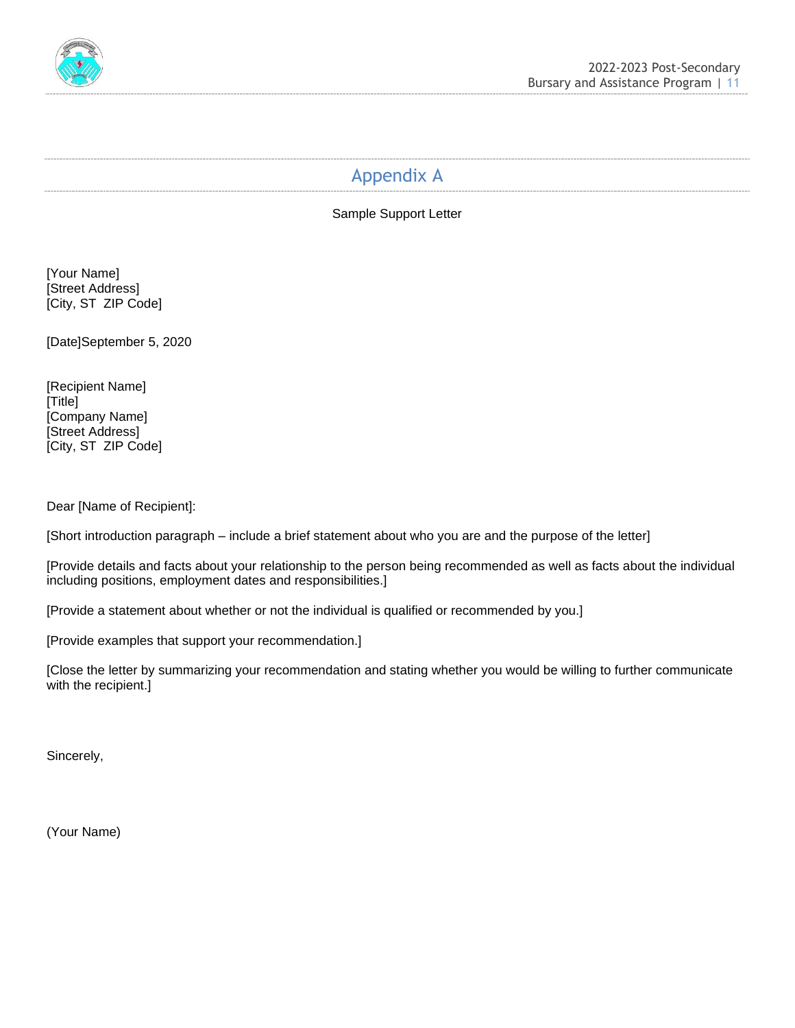# Appendix A

Sample Support Letter

[Your Name]
[Street Address]
[City, ST  ZIP Code]

[Date]September 5, 2020

[Recipient Name]
[Title]
[Company Name]
[Street Address]
[City, ST  ZIP Code]

Dear [Name of Recipient]:

[Short introduction paragraph – include a brief statement about who you are and the purpose of the letter]

[Provide details and facts about your relationship to the person being recommended as well as facts about the individual including positions, employment dates and responsibilities.]

[Provide a statement about whether or not the individual is qualified or recommended by you.]

[Provide examples that support your recommendation.]

[Close the letter by summarizing your recommendation and stating whether you would be willing to further communicate with the recipient.]

Sincerely,

(Your Name)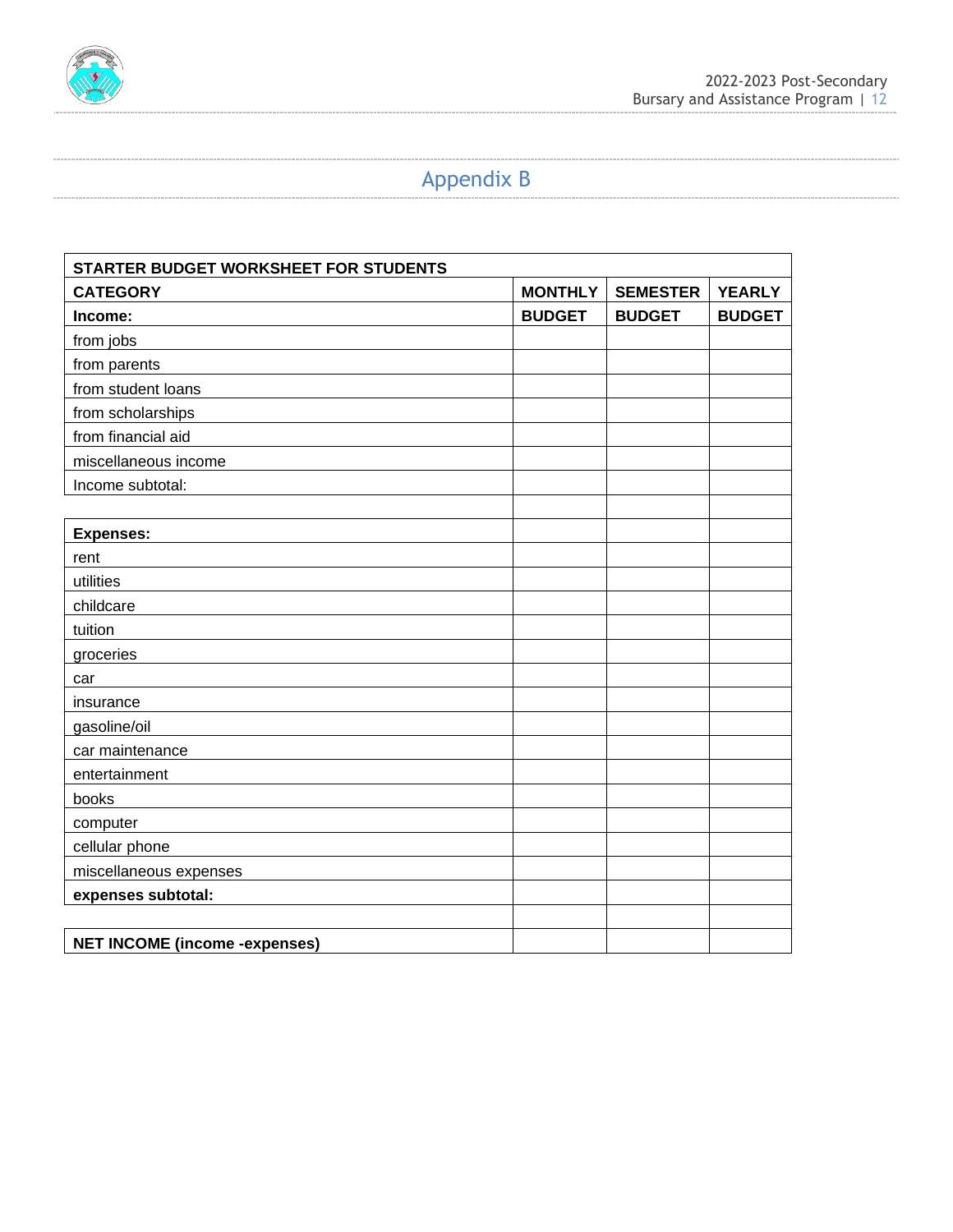## Appendix B

| STARTER BUDGET WORKSHEET FOR STUDENTS | | | |
|---|---|---|---|
| **CATEGORY** | **MONTHLY** | **SEMESTER** | **YEARLY** |
| **Income:** | **BUDGET** | **BUDGET** | **BUDGET** |
| from jobs | | | |
| from parents | | | |
| from student loans | | | |
| from scholarships | | | |
| from financial aid | | | |
| miscellaneous income | | | |
| Income subtotal: | | | |
| | | | |
| **Expenses:** | | | |
| rent | | | |
| utilities | | | |
| childcare | | | |
| tuition | | | |
| groceries | | | |
| car | | | |
| insurance | | | |
| gasoline/oil | | | |
| car maintenance | | | |
| entertainment | | | |
| books | | | |
| computer | | | |
| cellular phone | | | |
| miscellaneous expenses | | | |
| **expenses subtotal:** | | | |
| | | | |
| **NET INCOME (income -expenses)** | | | |